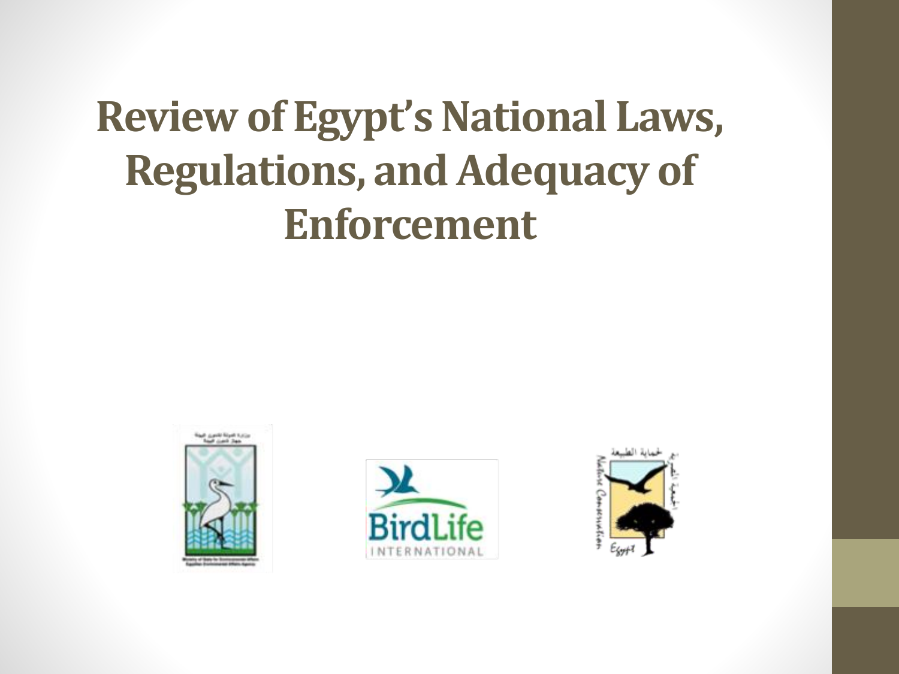# Review of Egypt's National Laws, Regulations, and Adequacy of Enforcement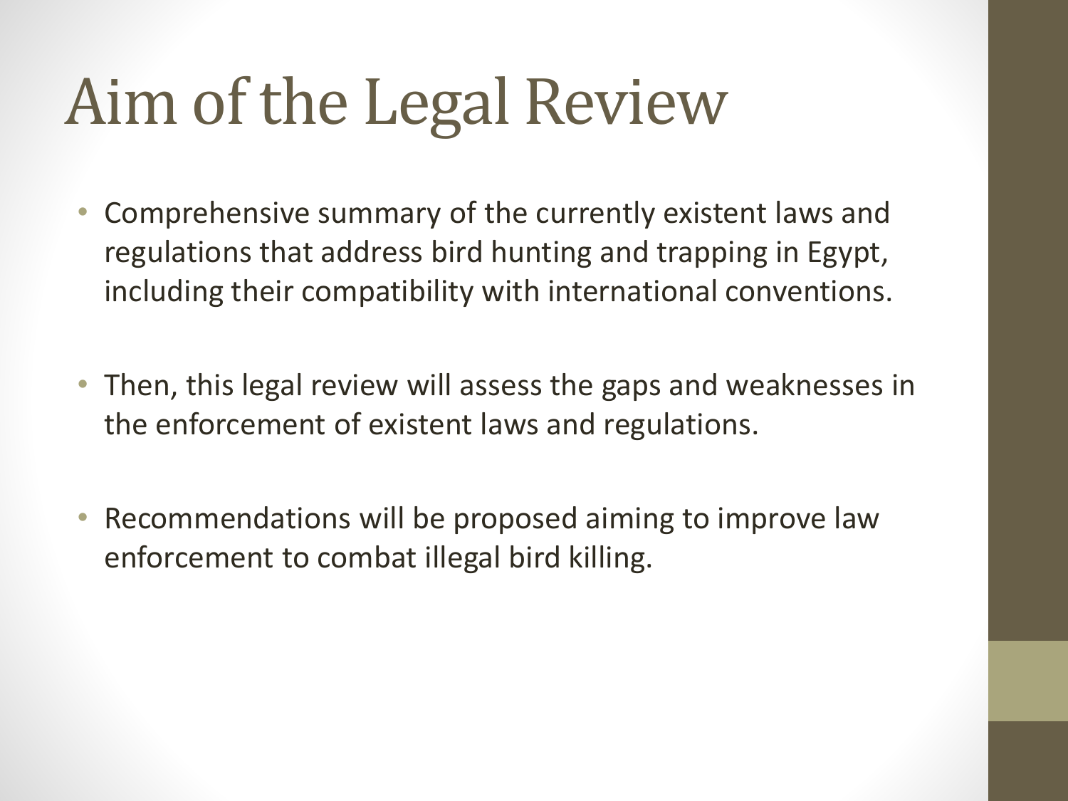# Aim of the Legal Review

- Comprehensive summary of the currently existent laws and regulations that address bird hunting and trapping in Egypt, including their compatibility with international conventions.
- Then, this legal review will assess the gaps and weaknesses in the enforcement of existent laws and regulations.
- Recommendations will be proposed aiming to improve law enforcement to combat illegal bird killing.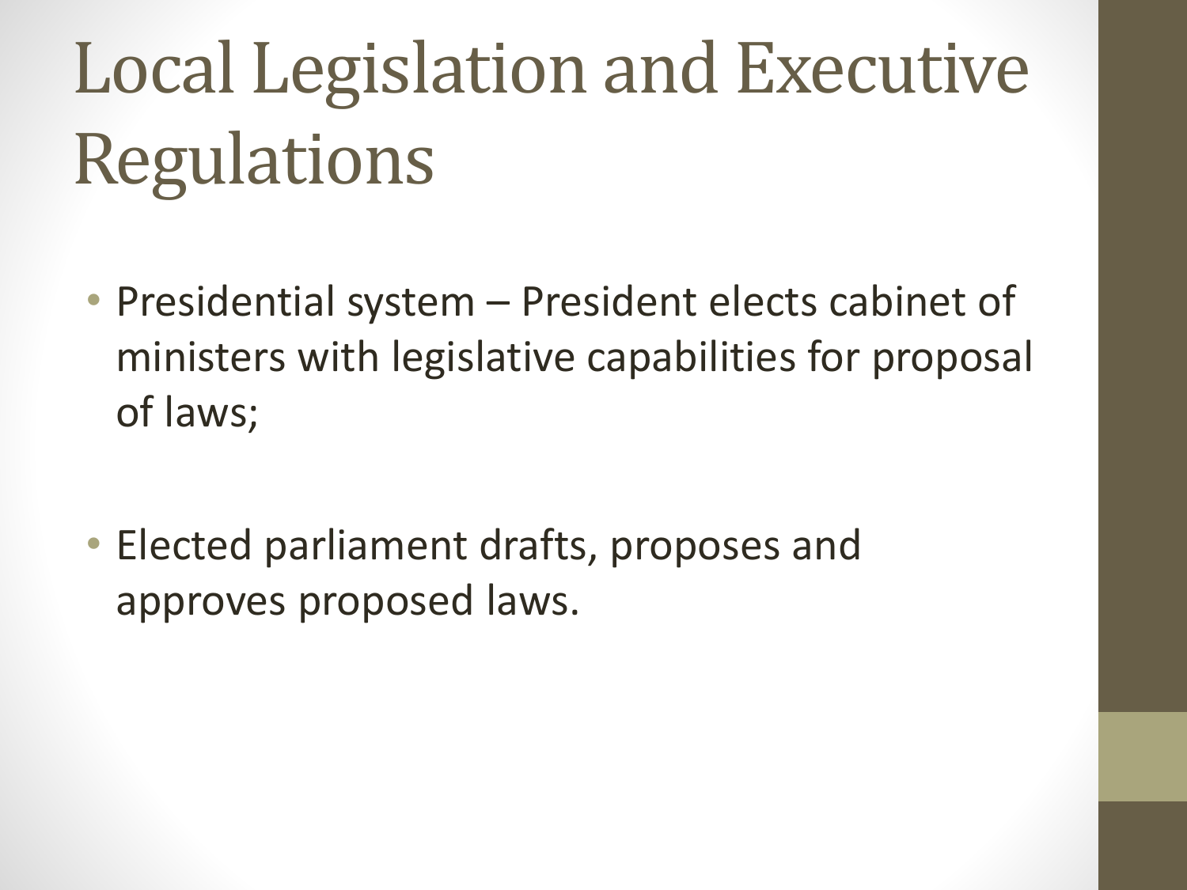# Local Legislation and Executive Regulations

- Presidential system – President elects cabinet of ministers with legislative capabilities for proposal of laws;
- Elected parliament drafts, proposes and approves proposed laws.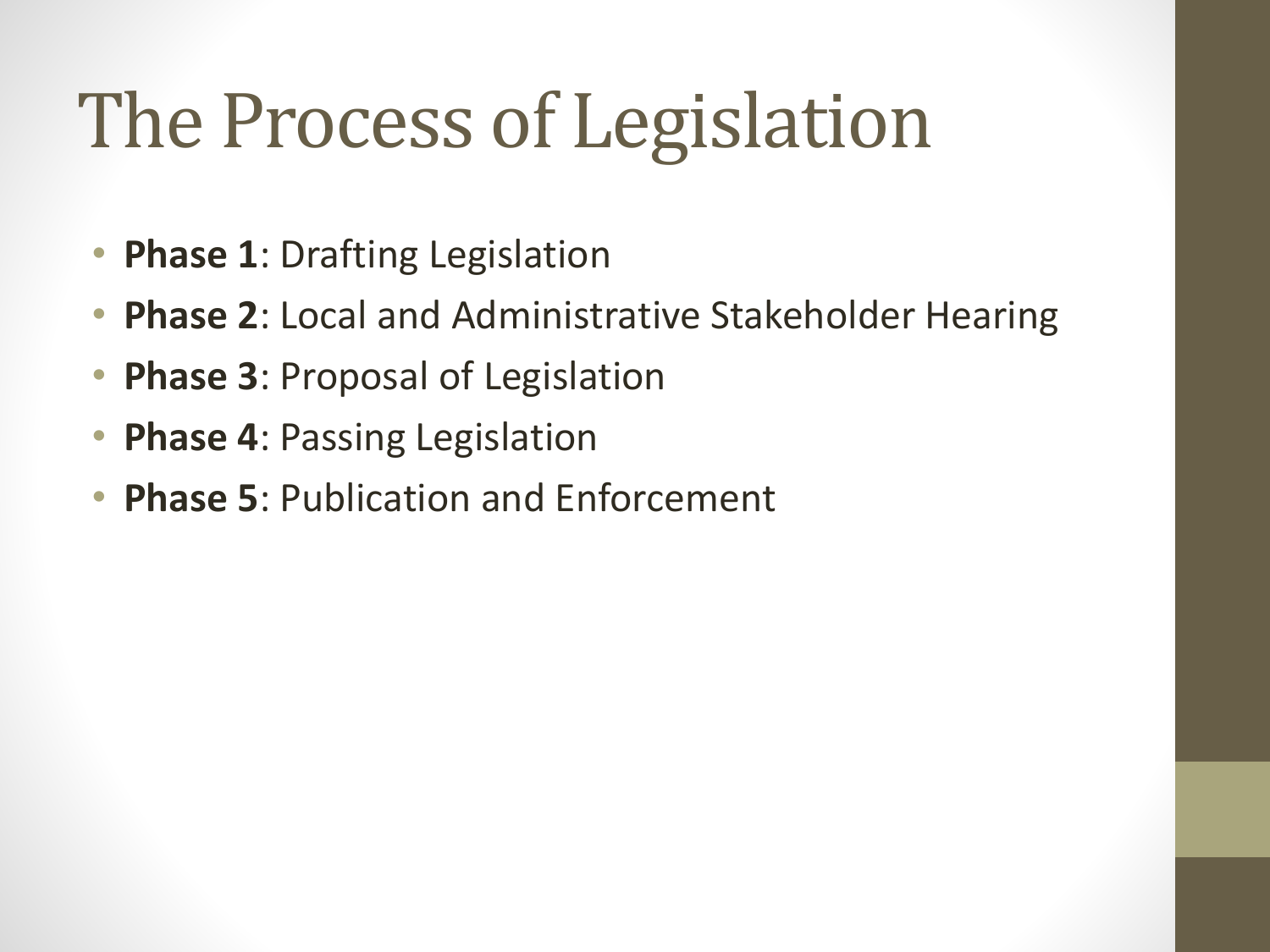# The Process of Legislation

- **Phase 1**: Drafting Legislation
- **Phase 2**: Local and Administrative Stakeholder Hearing
- **Phase 3**: Proposal of Legislation
- **Phase 4**: Passing Legislation
- **Phase 5**: Publication and Enforcement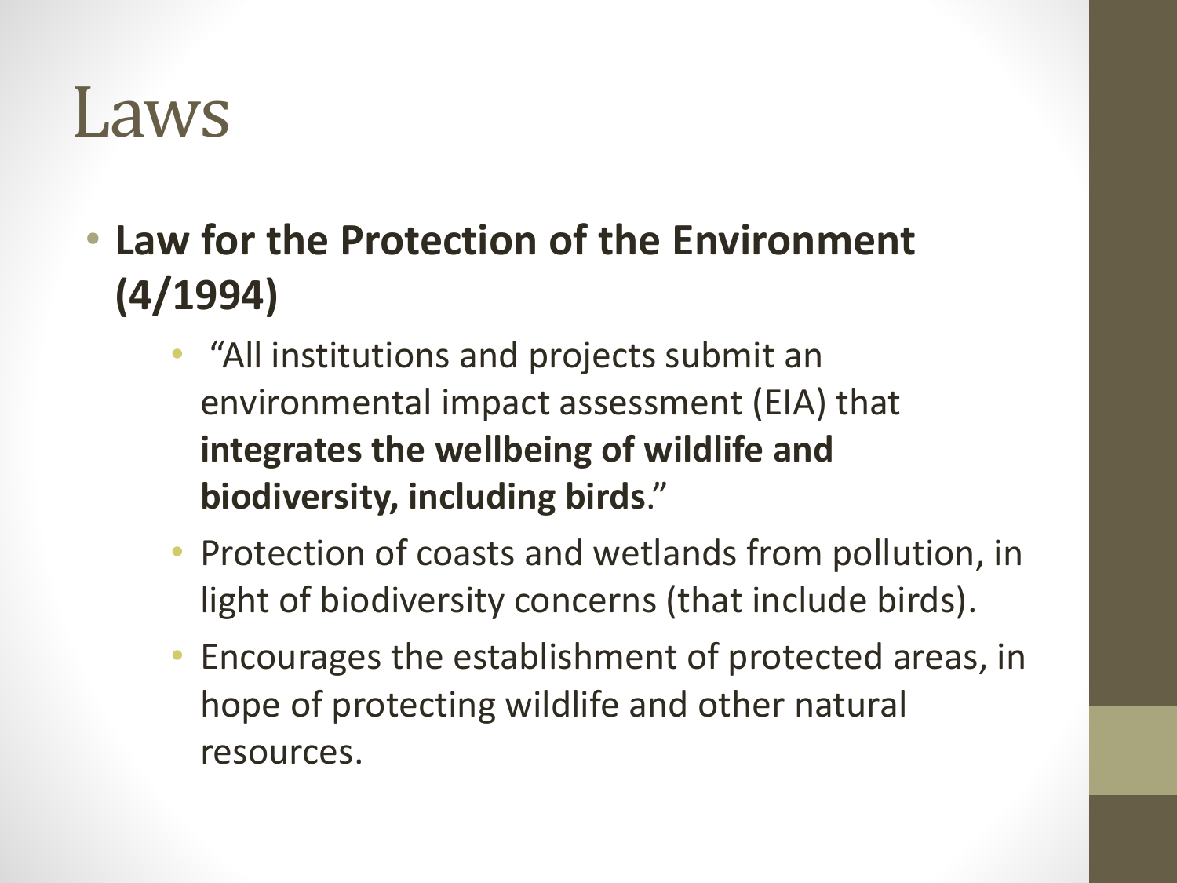# Laws

- **Law for the Protection of the Environment (4/1994)**
  - "All institutions and projects submit an environmental impact assessment (EIA) that **integrates the wellbeing of wildlife and biodiversity, including birds**."
  - Protection of coasts and wetlands from pollution, in light of biodiversity concerns (that include birds).
  - Encourages the establishment of protected areas, in hope of protecting wildlife and other natural resources.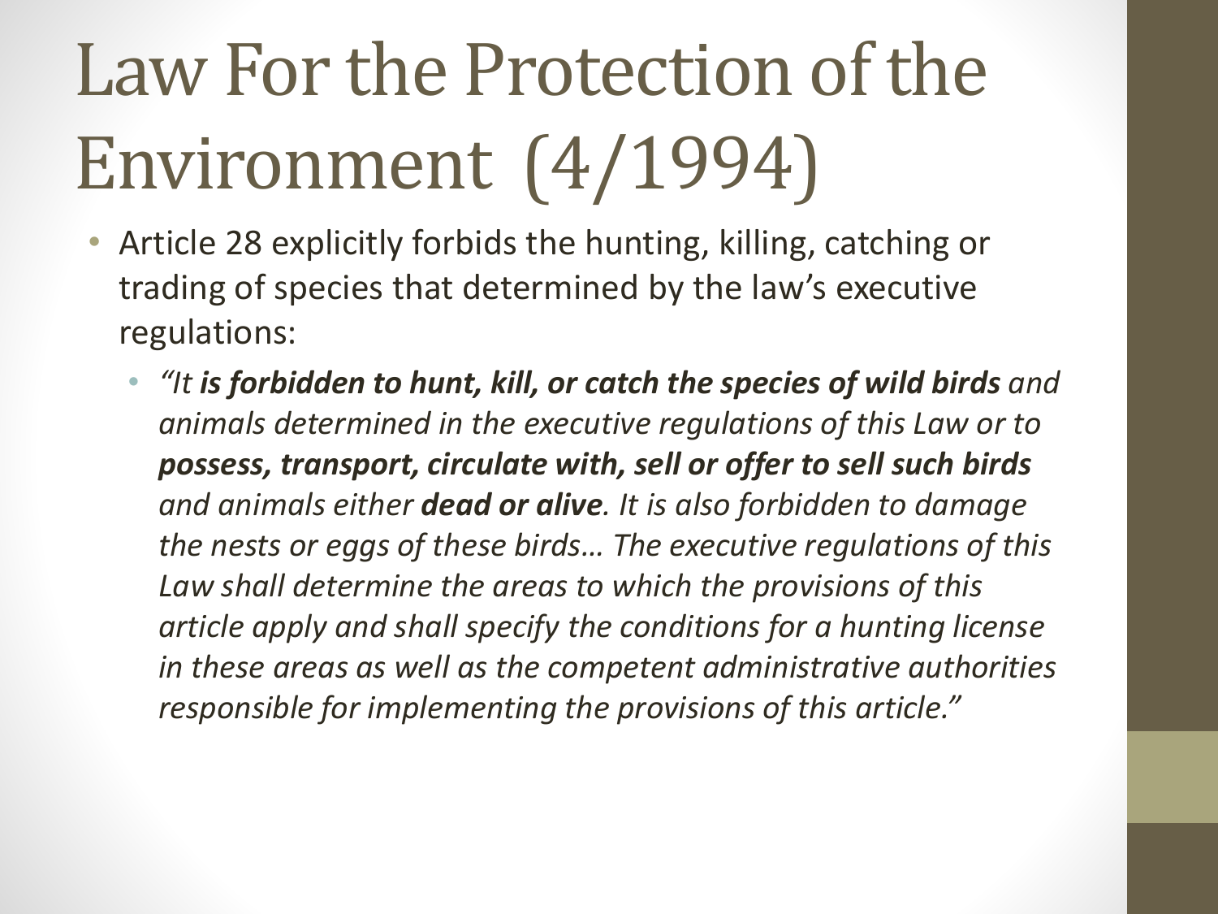# Law For the Protection of the Environment (4/1994)

- Article 28 explicitly forbids the hunting, killing, catching or trading of species that determined by the law's executive regulations:
  - *"It **is forbidden to hunt, kill, or catch the species of wild birds** and animals determined in the executive regulations of this Law or to **possess, transport, circulate with, sell or offer to sell such birds** and animals either **dead or alive**. It is also forbidden to damage the nests or eggs of these birds… The executive regulations of this Law shall determine the areas to which the provisions of this article apply and shall specify the conditions for a hunting license in these areas as well as the competent administrative authorities responsible for implementing the provisions of this article."*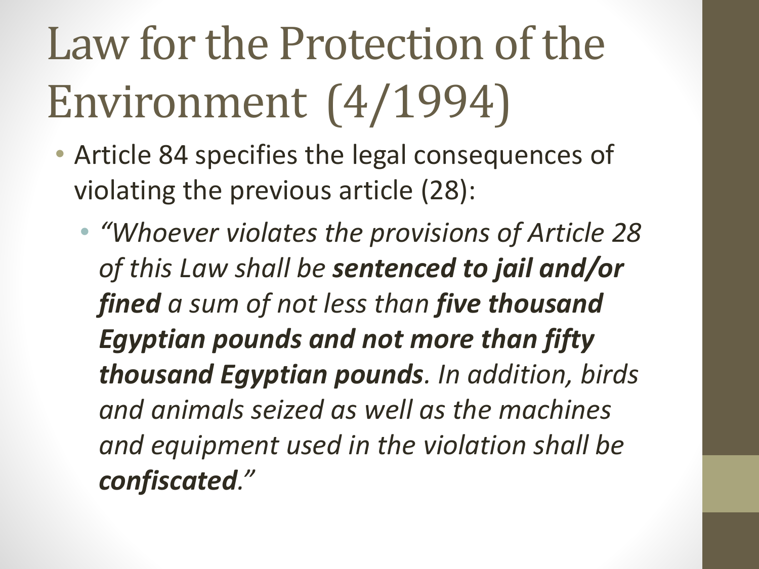# Law for the Protection of the Environment (4/1994)

- Article 84 specifies the legal consequences of violating the previous article (28):
  - *"Whoever violates the provisions of Article 28 of this Law shall be **sentenced to jail and/or fined** a sum of not less than **five thousand Egyptian pounds and not more than fifty thousand Egyptian pounds**. In addition, birds and animals seized as well as the machines and equipment used in the violation shall be **confiscated**."*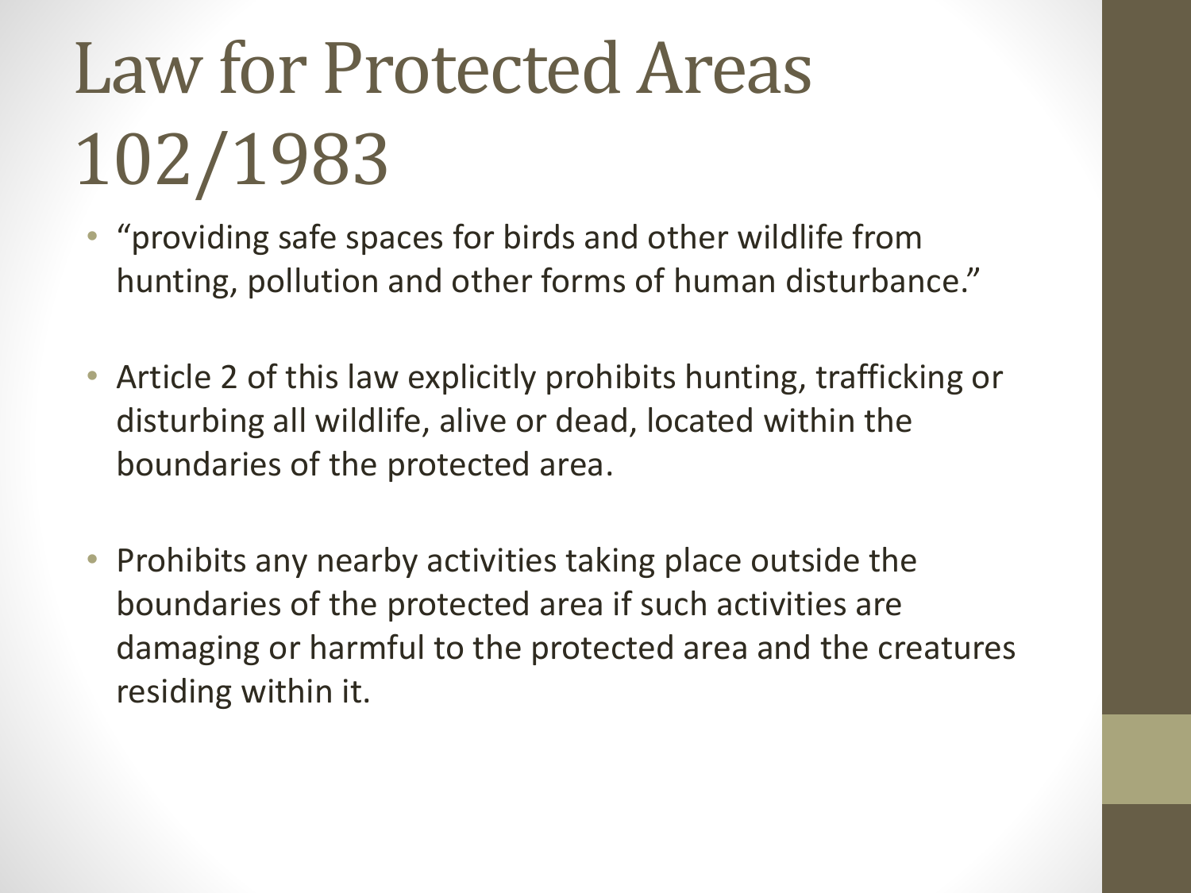# Law for Protected Areas 102/1983

- "providing safe spaces for birds and other wildlife from hunting, pollution and other forms of human disturbance."
- Article 2 of this law explicitly prohibits hunting, trafficking or disturbing all wildlife, alive or dead, located within the boundaries of the protected area.
- Prohibits any nearby activities taking place outside the boundaries of the protected area if such activities are damaging or harmful to the protected area and the creatures residing within it.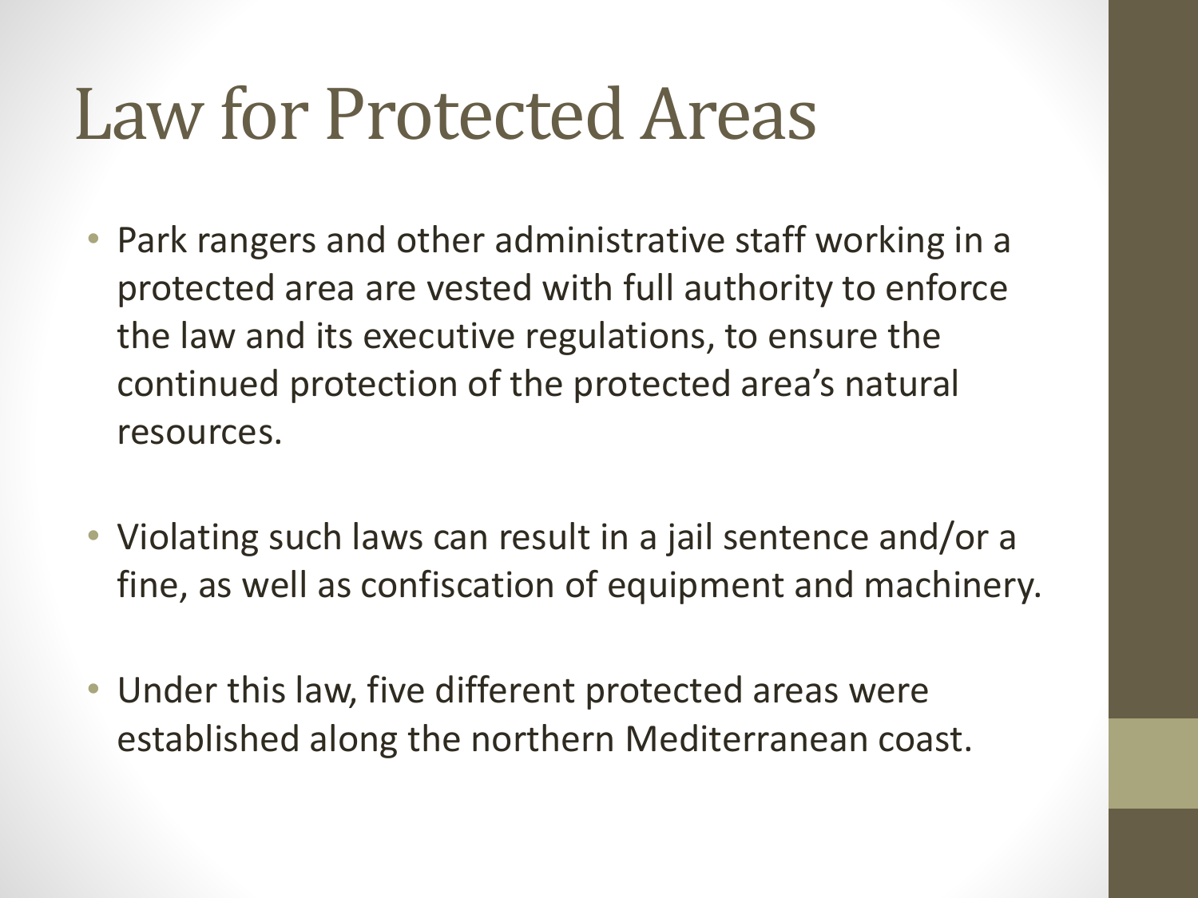# Law for Protected Areas

- Park rangers and other administrative staff working in a protected area are vested with full authority to enforce the law and its executive regulations, to ensure the continued protection of the protected area's natural resources.
- Violating such laws can result in a jail sentence and/or a fine, as well as confiscation of equipment and machinery.
- Under this law, five different protected areas were established along the northern Mediterranean coast.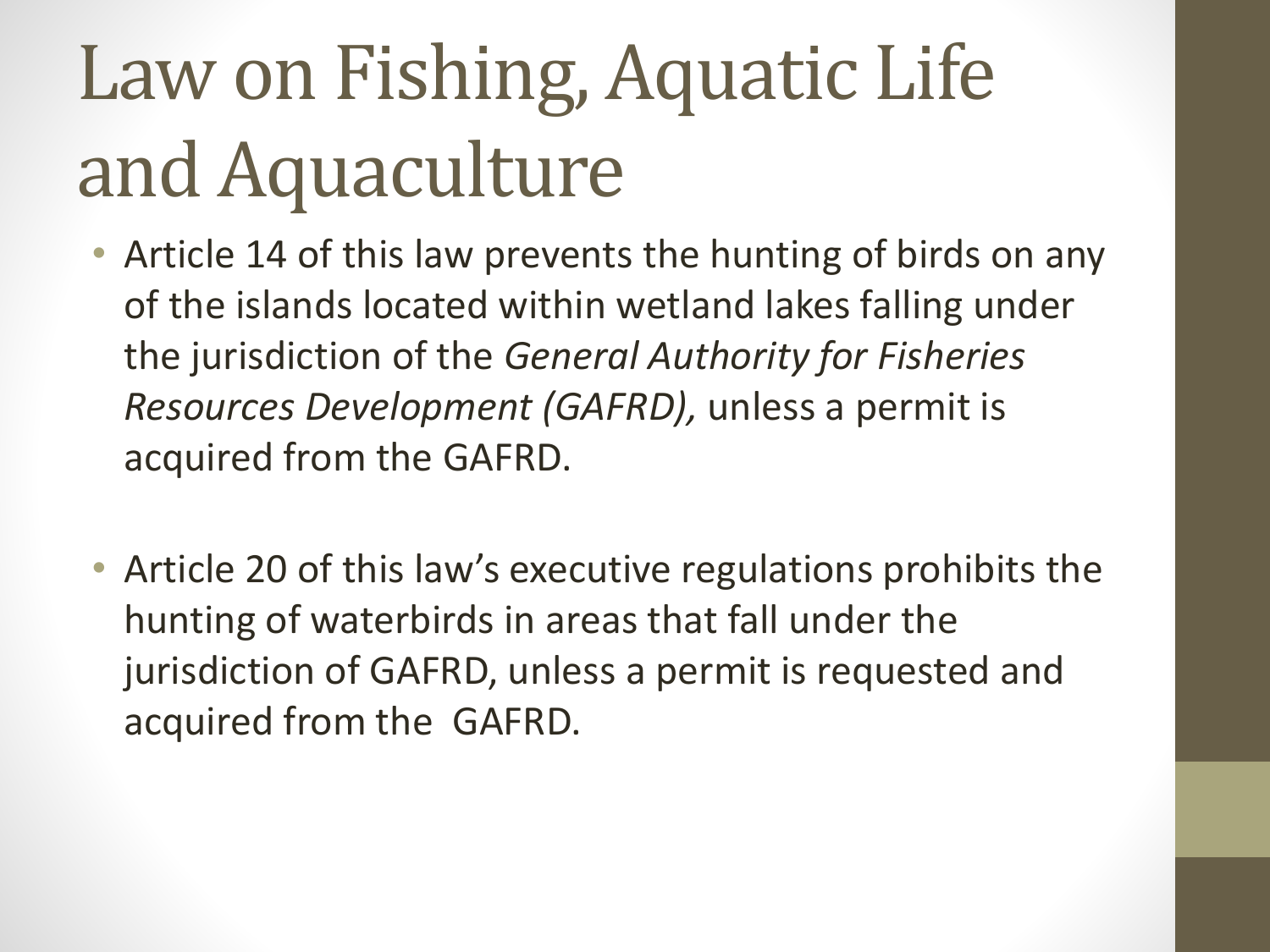# Law on Fishing, Aquatic Life and Aquaculture

- Article 14 of this law prevents the hunting of birds on any of the islands located within wetland lakes falling under the jurisdiction of the *General Authority for Fisheries Resources Development (GAFRD),* unless a permit is acquired from the GAFRD.

- Article 20 of this law's executive regulations prohibits the hunting of waterbirds in areas that fall under the jurisdiction of GAFRD, unless a permit is requested and acquired from the GAFRD.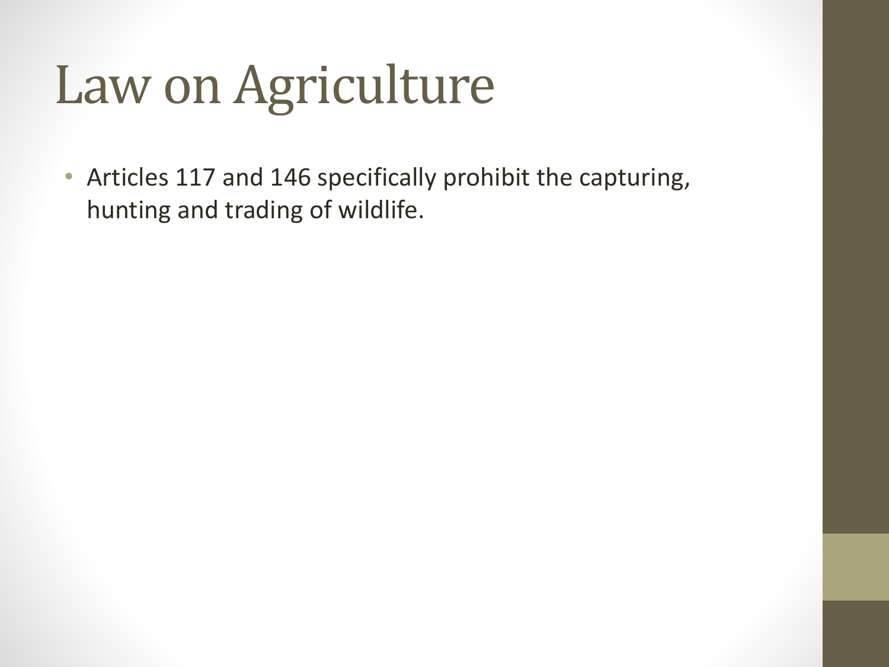# Law on Agriculture

- Articles 117 and 146 specifically prohibit the capturing, hunting and trading of wildlife.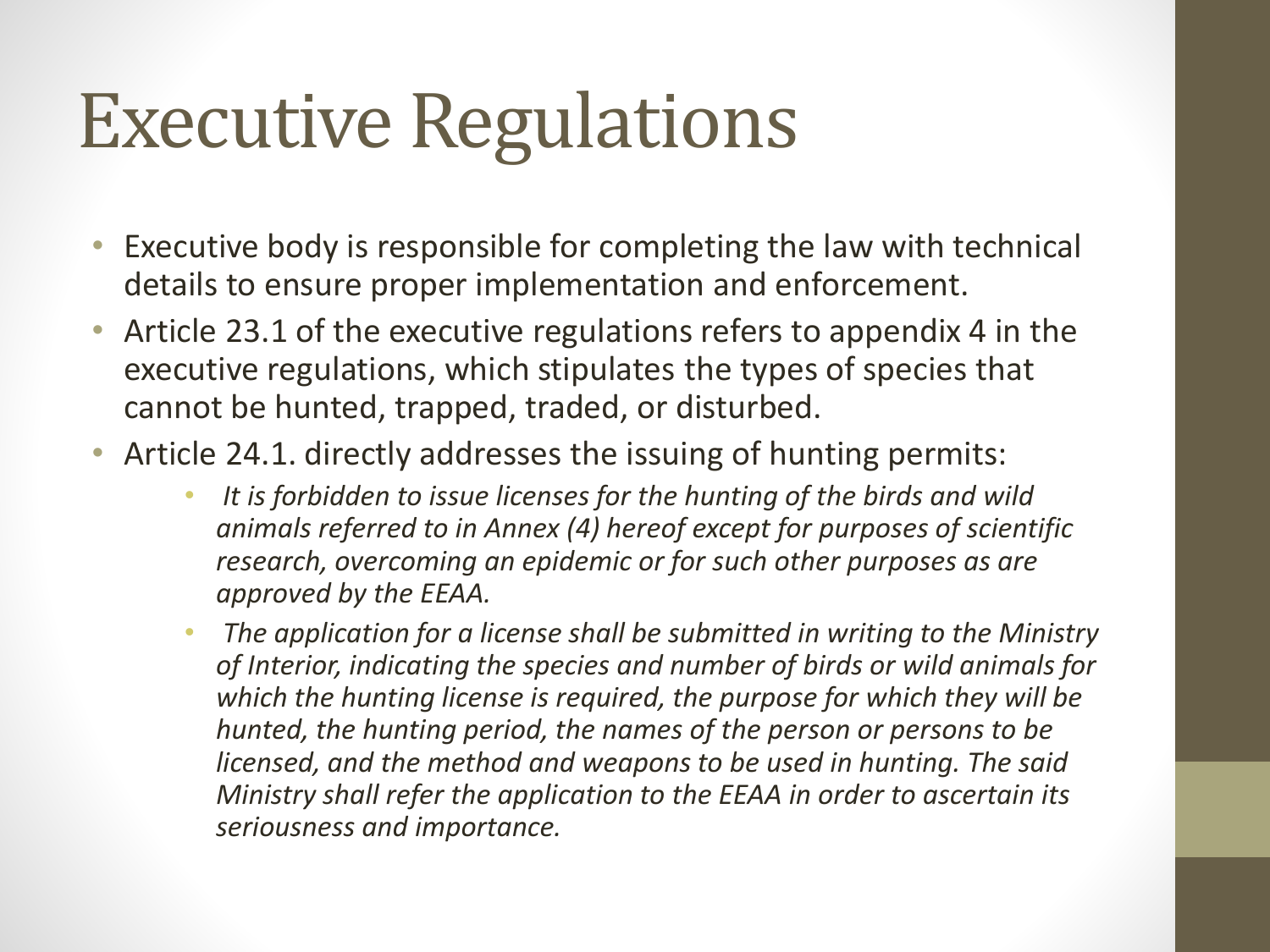# Executive Regulations

- Executive body is responsible for completing the law with technical details to ensure proper implementation and enforcement.
- Article 23.1 of the executive regulations refers to appendix 4 in the executive regulations, which stipulates the types of species that cannot be hunted, trapped, traded, or disturbed.
- Article 24.1. directly addresses the issuing of hunting permits:
  - *It is forbidden to issue licenses for the hunting of the birds and wild animals referred to in Annex (4) hereof except for purposes of scientific research, overcoming an epidemic or for such other purposes as are approved by the EEAA.*
  - *The application for a license shall be submitted in writing to the Ministry of Interior, indicating the species and number of birds or wild animals for which the hunting license is required, the purpose for which they will be hunted, the hunting period, the names of the person or persons to be licensed, and the method and weapons to be used in hunting. The said Ministry shall refer the application to the EEAA in order to ascertain its seriousness and importance.*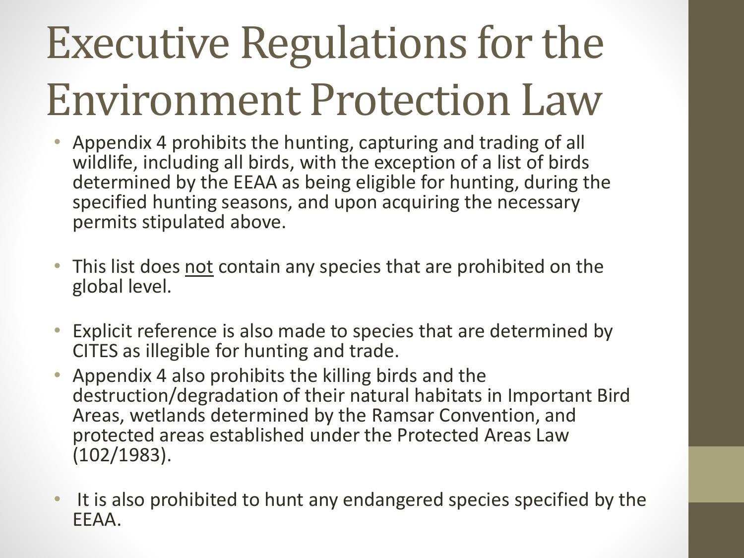# Executive Regulations for the Environment Protection Law

- Appendix 4 prohibits the hunting, capturing and trading of all wildlife, including all birds, with the exception of a list of birds determined by the EEAA as being eligible for hunting, during the specified hunting seasons, and upon acquiring the necessary permits stipulated above.

- This list does <u>not</u> contain any species that are prohibited on the global level.

- Explicit reference is also made to species that are determined by CITES as illegible for hunting and trade.
- Appendix 4 also prohibits the killing birds and the destruction/degradation of their natural habitats in Important Bird Areas, wetlands determined by the Ramsar Convention, and protected areas established under the Protected Areas Law (102/1983).

- It is also prohibited to hunt any endangered species specified by the EEAA.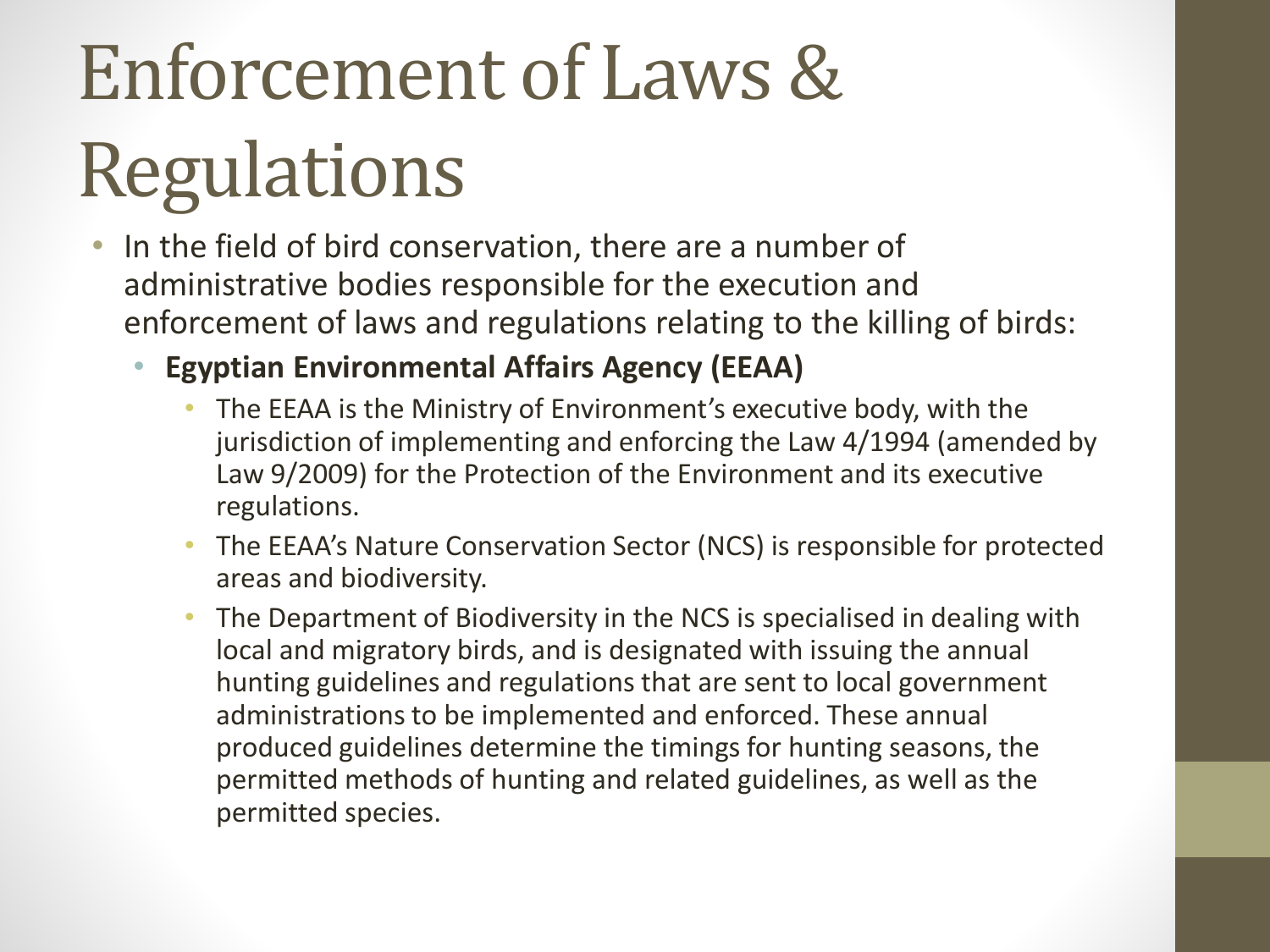# Enforcement of Laws & Regulations

- In the field of bird conservation, there are a number of administrative bodies responsible for the execution and enforcement of laws and regulations relating to the killing of birds:
  - **Egyptian Environmental Affairs Agency (EEAA)**
    - The EEAA is the Ministry of Environment's executive body, with the jurisdiction of implementing and enforcing the Law 4/1994 (amended by Law 9/2009) for the Protection of the Environment and its executive regulations.
    - The EEAA's Nature Conservation Sector (NCS) is responsible for protected areas and biodiversity.
    - The Department of Biodiversity in the NCS is specialised in dealing with local and migratory birds, and is designated with issuing the annual hunting guidelines and regulations that are sent to local government administrations to be implemented and enforced. These annual produced guidelines determine the timings for hunting seasons, the permitted methods of hunting and related guidelines, as well as the permitted species.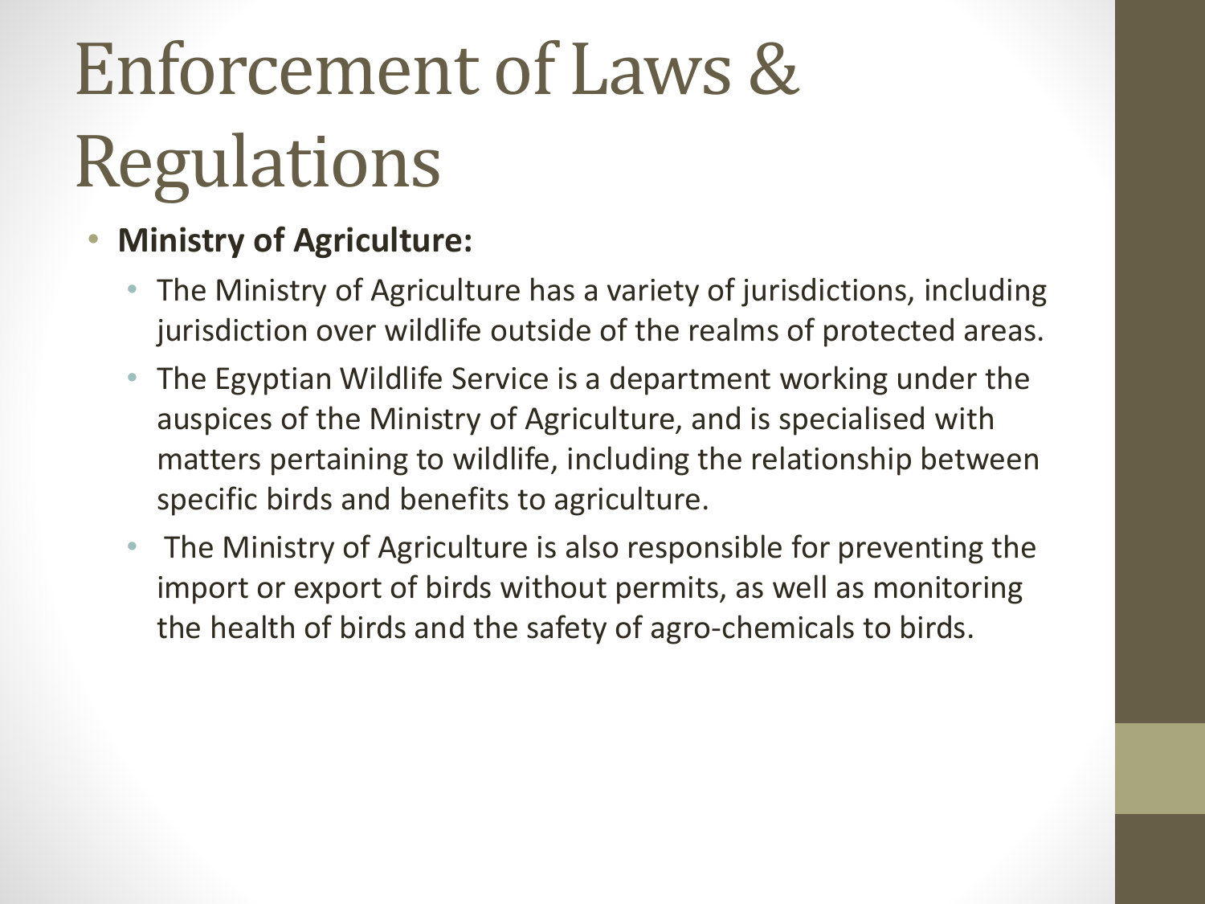# Enforcement of Laws & Regulations

- **Ministry of Agriculture:**
  - The Ministry of Agriculture has a variety of jurisdictions, including jurisdiction over wildlife outside of the realms of protected areas.
  - The Egyptian Wildlife Service is a department working under the auspices of the Ministry of Agriculture, and is specialised with matters pertaining to wildlife, including the relationship between specific birds and benefits to agriculture.
  - The Ministry of Agriculture is also responsible for preventing the import or export of birds without permits, as well as monitoring the health of birds and the safety of agro-chemicals to birds.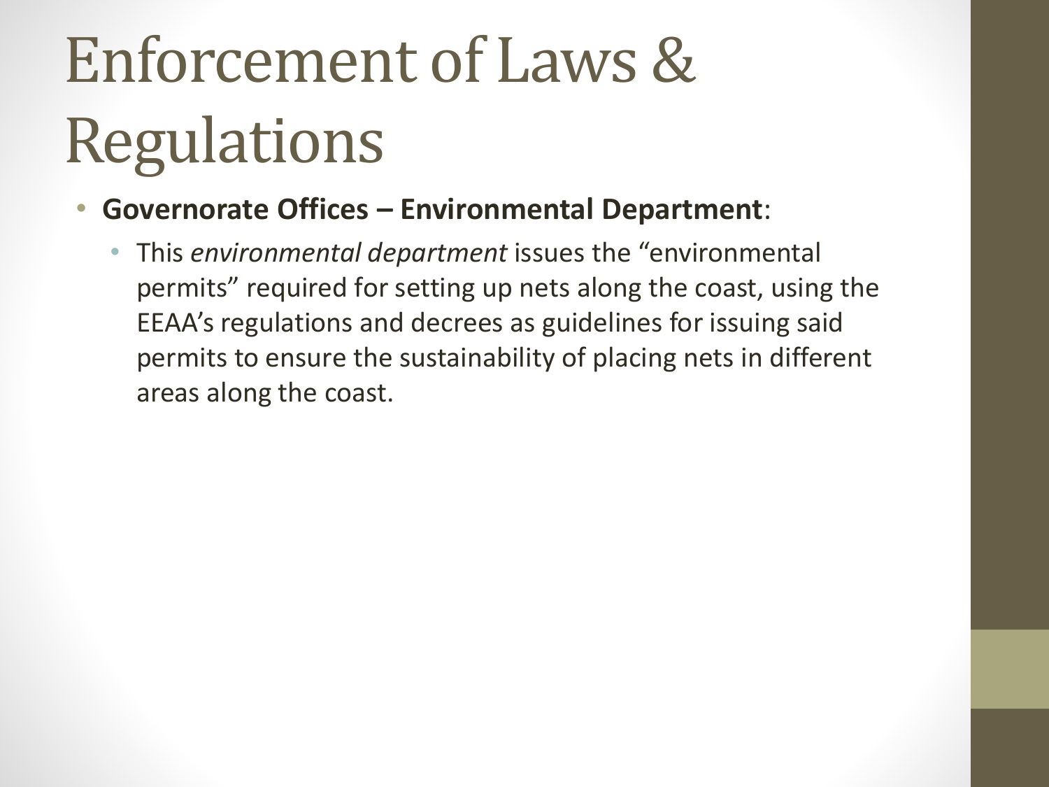# Enforcement of Laws & Regulations

- **Governorate Offices – Environmental Department**:
  - This *environmental department* issues the "environmental permits" required for setting up nets along the coast, using the EEAA's regulations and decrees as guidelines for issuing said permits to ensure the sustainability of placing nets in different areas along the coast.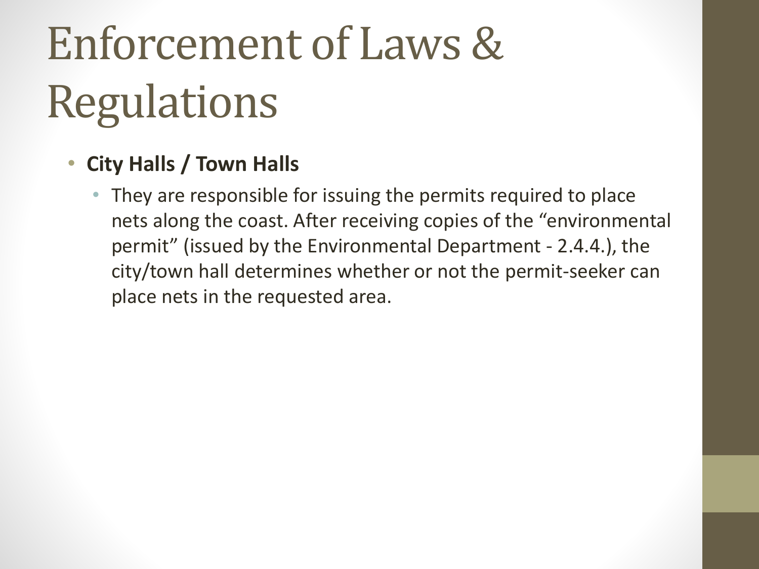# Enforcement of Laws & Regulations

- **City Halls / Town Halls**
  - They are responsible for issuing the permits required to place nets along the coast. After receiving copies of the "environmental permit" (issued by the Environmental Department - 2.4.4.), the city/town hall determines whether or not the permit-seeker can place nets in the requested area.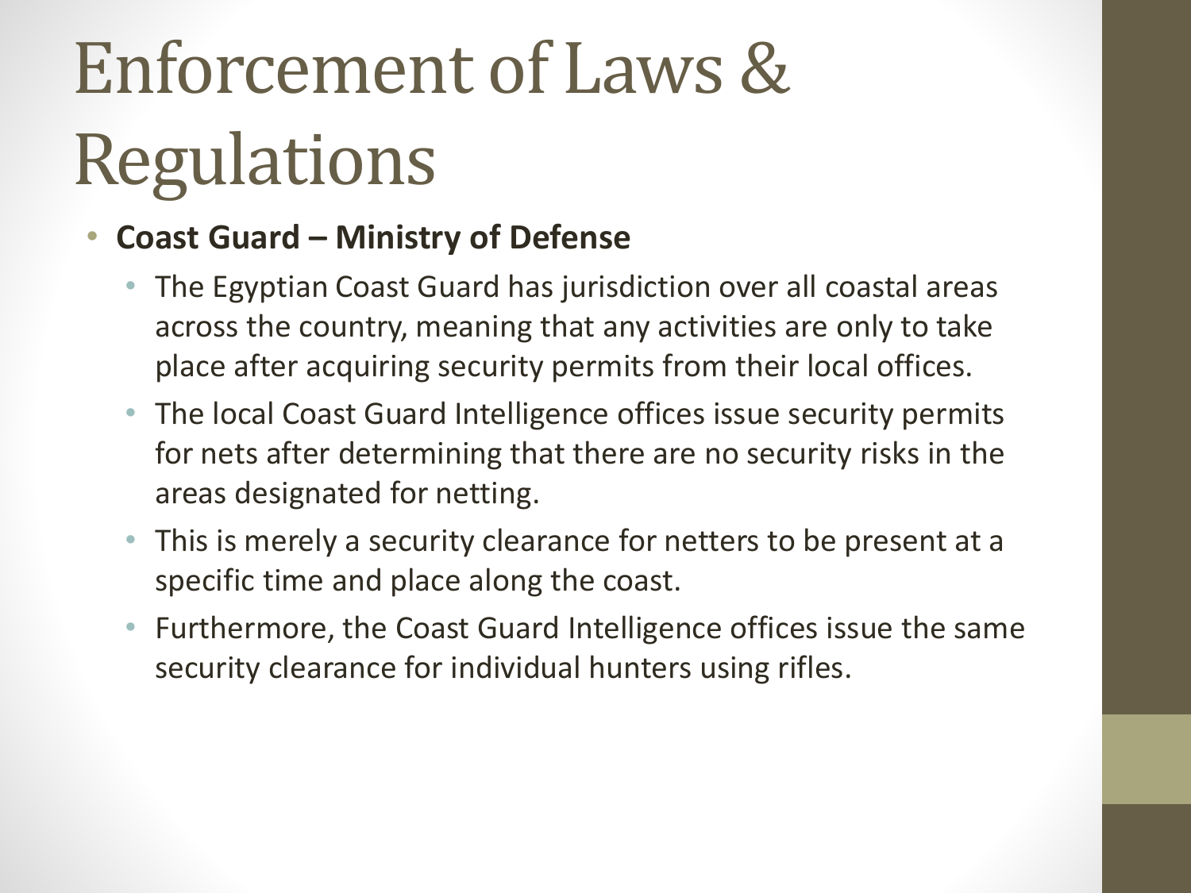# Enforcement of Laws & Regulations

- **Coast Guard – Ministry of Defense**
  - The Egyptian Coast Guard has jurisdiction over all coastal areas across the country, meaning that any activities are only to take place after acquiring security permits from their local offices.
  - The local Coast Guard Intelligence offices issue security permits for nets after determining that there are no security risks in the areas designated for netting.
  - This is merely a security clearance for netters to be present at a specific time and place along the coast.
  - Furthermore, the Coast Guard Intelligence offices issue the same security clearance for individual hunters using rifles.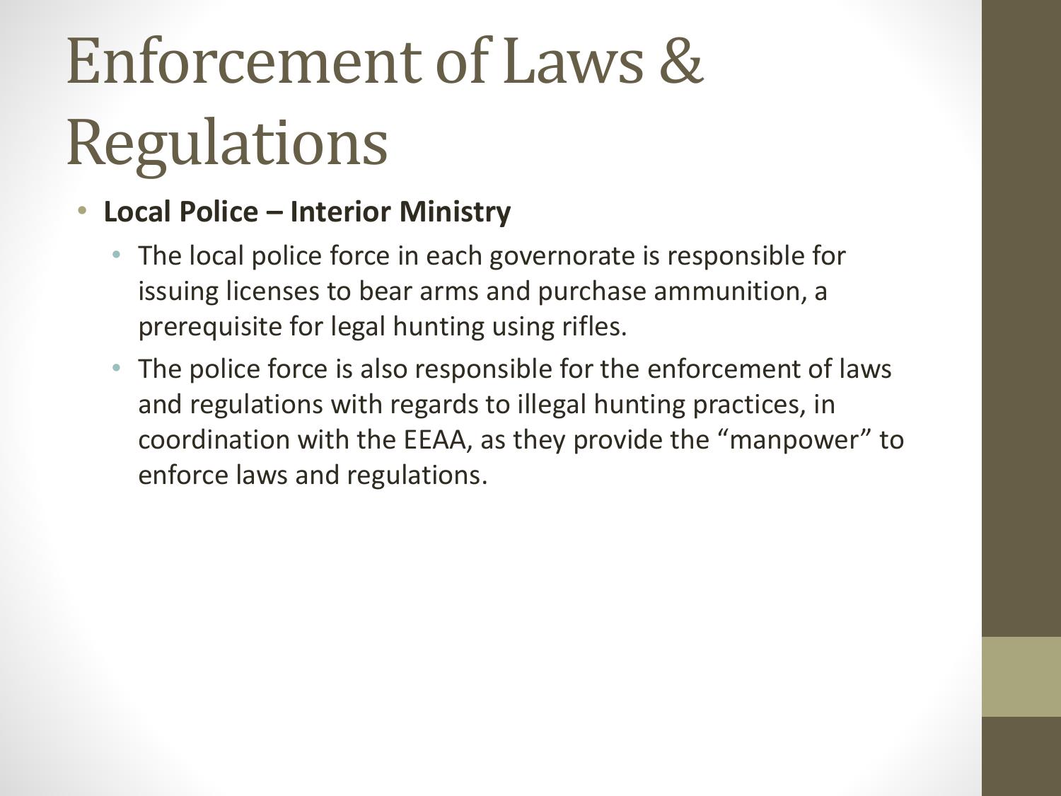# Enforcement of Laws & Regulations

- **Local Police – Interior Ministry**
  - The local police force in each governorate is responsible for issuing licenses to bear arms and purchase ammunition, a prerequisite for legal hunting using rifles.
  - The police force is also responsible for the enforcement of laws and regulations with regards to illegal hunting practices, in coordination with the EEAA, as they provide the "manpower" to enforce laws and regulations.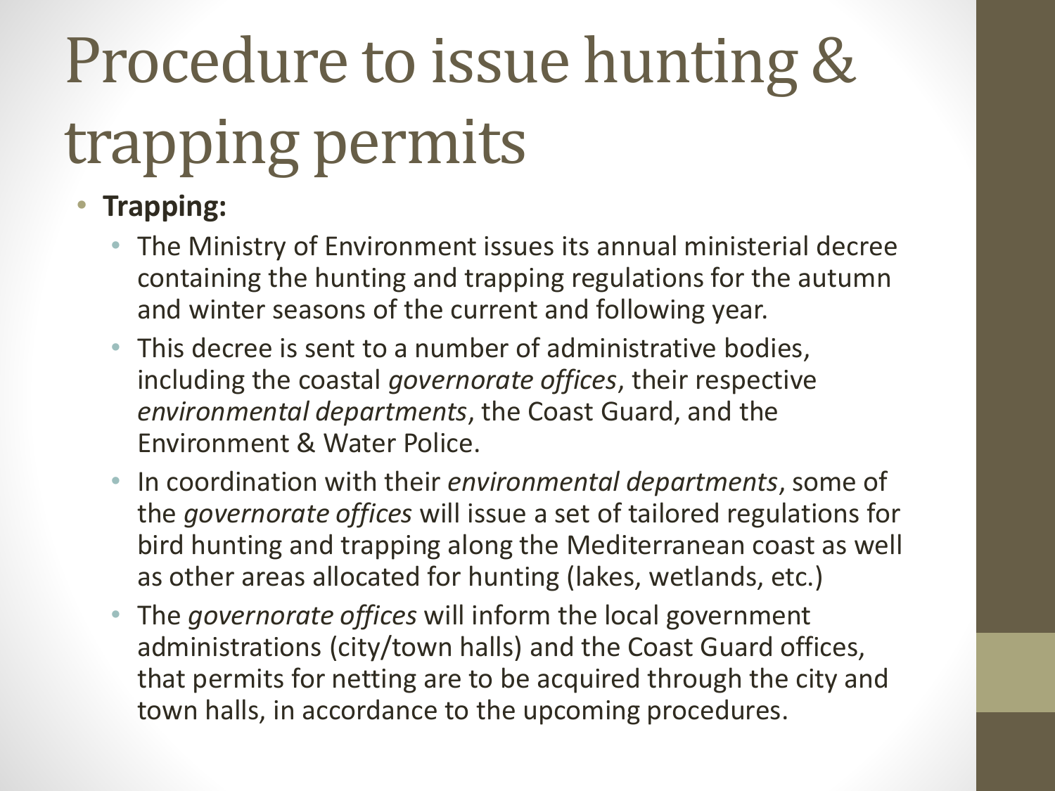# Procedure to issue hunting & trapping permits

- **Trapping:**
  - The Ministry of Environment issues its annual ministerial decree containing the hunting and trapping regulations for the autumn and winter seasons of the current and following year.
  - This decree is sent to a number of administrative bodies, including the coastal *governorate offices*, their respective *environmental departments*, the Coast Guard, and the Environment & Water Police.
  - In coordination with their *environmental departments*, some of the *governorate offices* will issue a set of tailored regulations for bird hunting and trapping along the Mediterranean coast as well as other areas allocated for hunting (lakes, wetlands, etc.)
  - The *governorate offices* will inform the local government administrations (city/town halls) and the Coast Guard offices, that permits for netting are to be acquired through the city and town halls, in accordance to the upcoming procedures.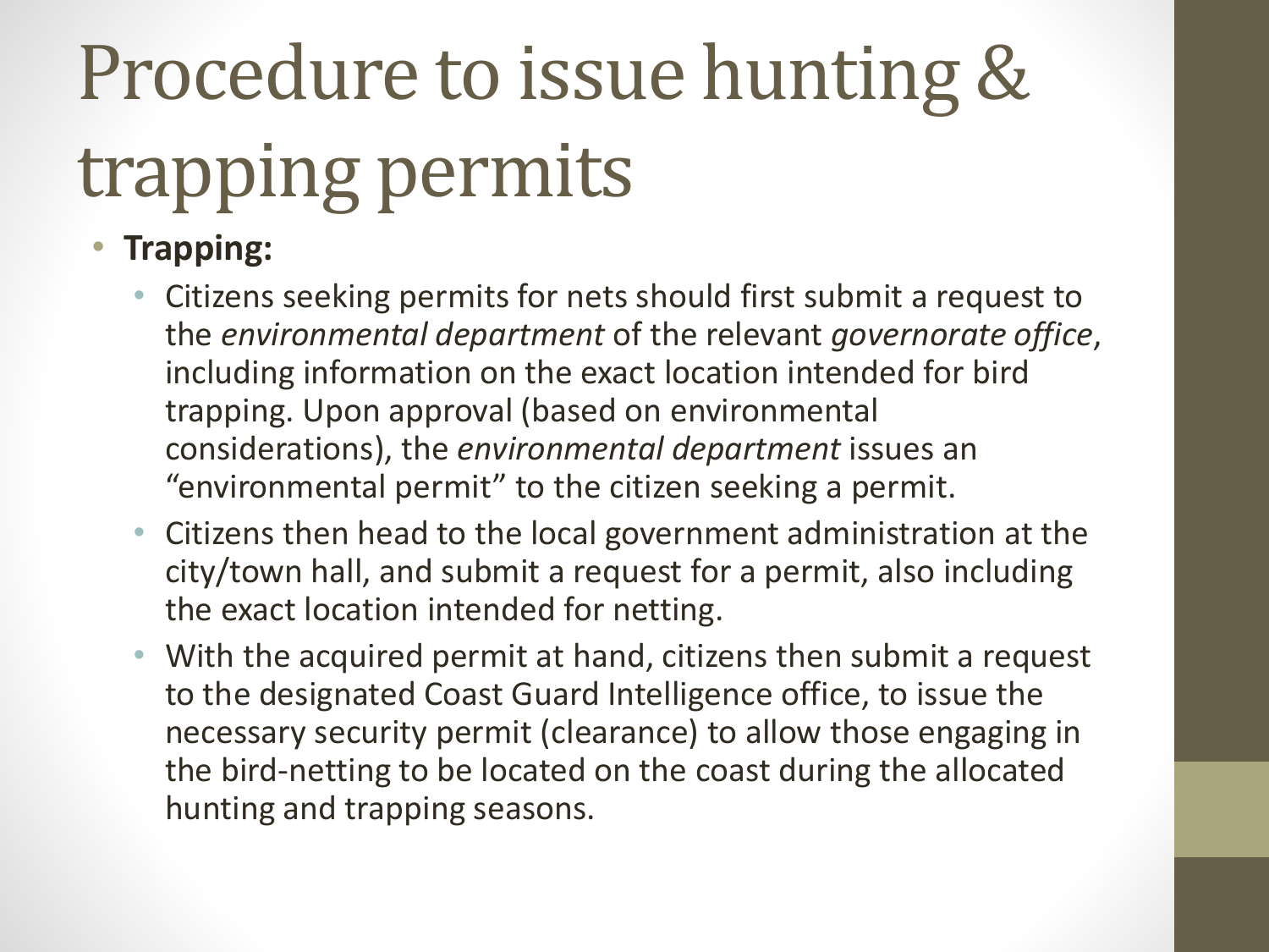# Procedure to issue hunting & trapping permits

- **Trapping:**
  - Citizens seeking permits for nets should first submit a request to the *environmental department* of the relevant *governorate office*, including information on the exact location intended for bird trapping. Upon approval (based on environmental considerations), the *environmental department* issues an "environmental permit" to the citizen seeking a permit.
  - Citizens then head to the local government administration at the city/town hall, and submit a request for a permit, also including the exact location intended for netting.
  - With the acquired permit at hand, citizens then submit a request to the designated Coast Guard Intelligence office, to issue the necessary security permit (clearance) to allow those engaging in the bird-netting to be located on the coast during the allocated hunting and trapping seasons.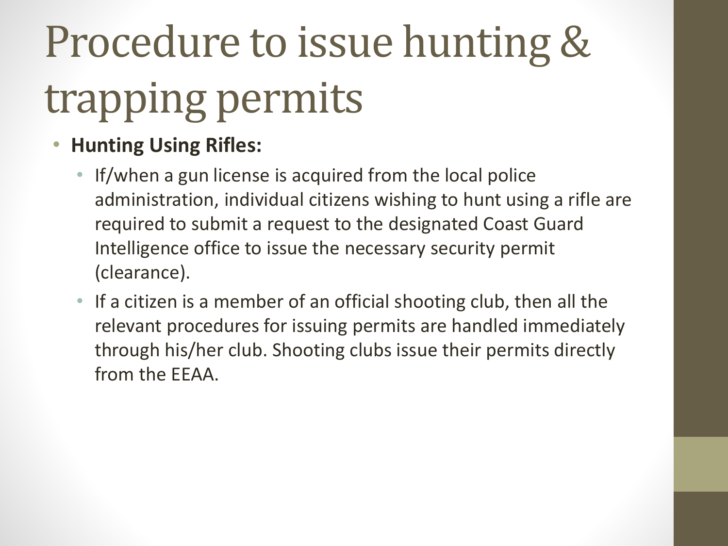# Procedure to issue hunting & trapping permits

- **Hunting Using Rifles:**
  - If/when a gun license is acquired from the local police administration, individual citizens wishing to hunt using a rifle are required to submit a request to the designated Coast Guard Intelligence office to issue the necessary security permit (clearance).
  - If a citizen is a member of an official shooting club, then all the relevant procedures for issuing permits are handled immediately through his/her club. Shooting clubs issue their permits directly from the EEAA.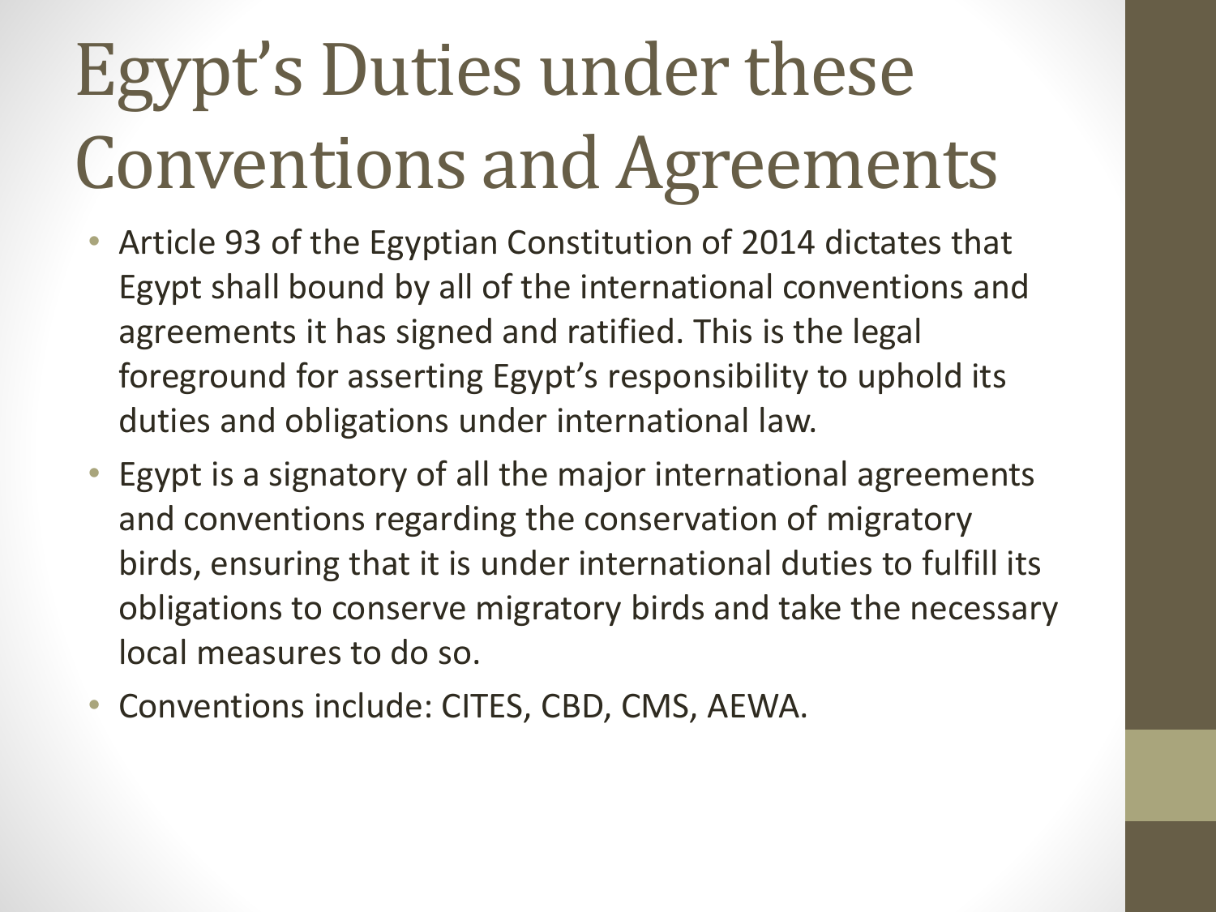# Egypt's Duties under these Conventions and Agreements

- Article 93 of the Egyptian Constitution of 2014 dictates that Egypt shall bound by all of the international conventions and agreements it has signed and ratified. This is the legal foreground for asserting Egypt's responsibility to uphold its duties and obligations under international law.
- Egypt is a signatory of all the major international agreements and conventions regarding the conservation of migratory birds, ensuring that it is under international duties to fulfill its obligations to conserve migratory birds and take the necessary local measures to do so.
- Conventions include: CITES, CBD, CMS, AEWA.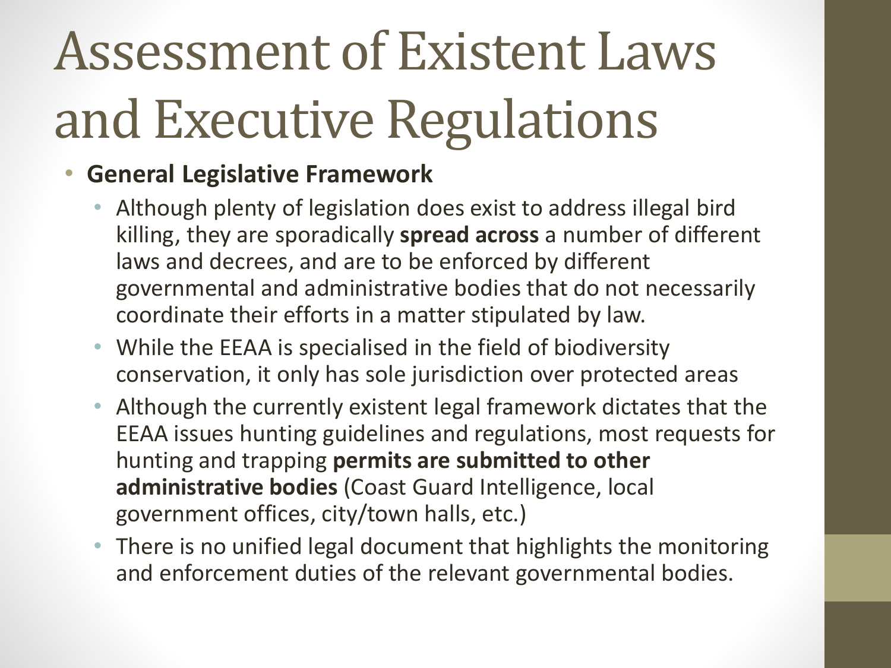# Assessment of Existent Laws and Executive Regulations

- **General Legislative Framework**
  - Although plenty of legislation does exist to address illegal bird killing, they are sporadically **spread across** a number of different laws and decrees, and are to be enforced by different governmental and administrative bodies that do not necessarily coordinate their efforts in a matter stipulated by law.
  - While the EEAA is specialised in the field of biodiversity conservation, it only has sole jurisdiction over protected areas
  - Although the currently existent legal framework dictates that the EEAA issues hunting guidelines and regulations, most requests for hunting and trapping **permits are submitted to other administrative bodies** (Coast Guard Intelligence, local government offices, city/town halls, etc.)
  - There is no unified legal document that highlights the monitoring and enforcement duties of the relevant governmental bodies.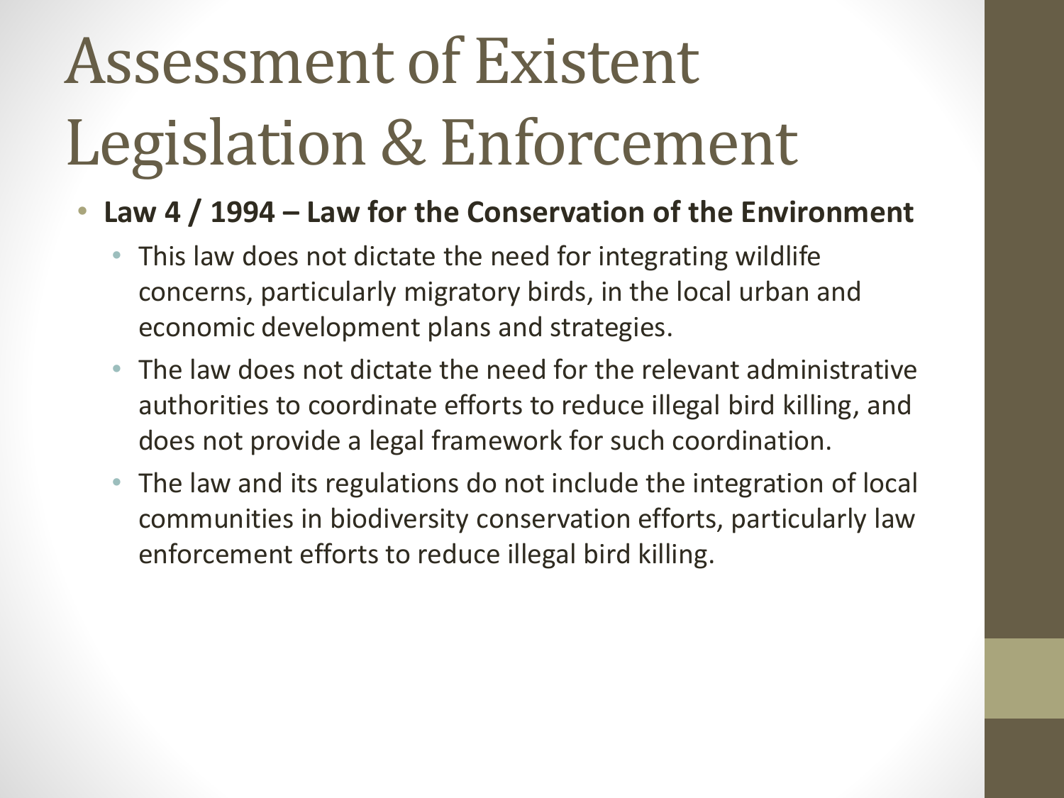# Assessment of Existent Legislation & Enforcement

- **Law 4 / 1994 – Law for the Conservation of the Environment**
  - This law does not dictate the need for integrating wildlife concerns, particularly migratory birds, in the local urban and economic development plans and strategies.
  - The law does not dictate the need for the relevant administrative authorities to coordinate efforts to reduce illegal bird killing, and does not provide a legal framework for such coordination.
  - The law and its regulations do not include the integration of local communities in biodiversity conservation efforts, particularly law enforcement efforts to reduce illegal bird killing.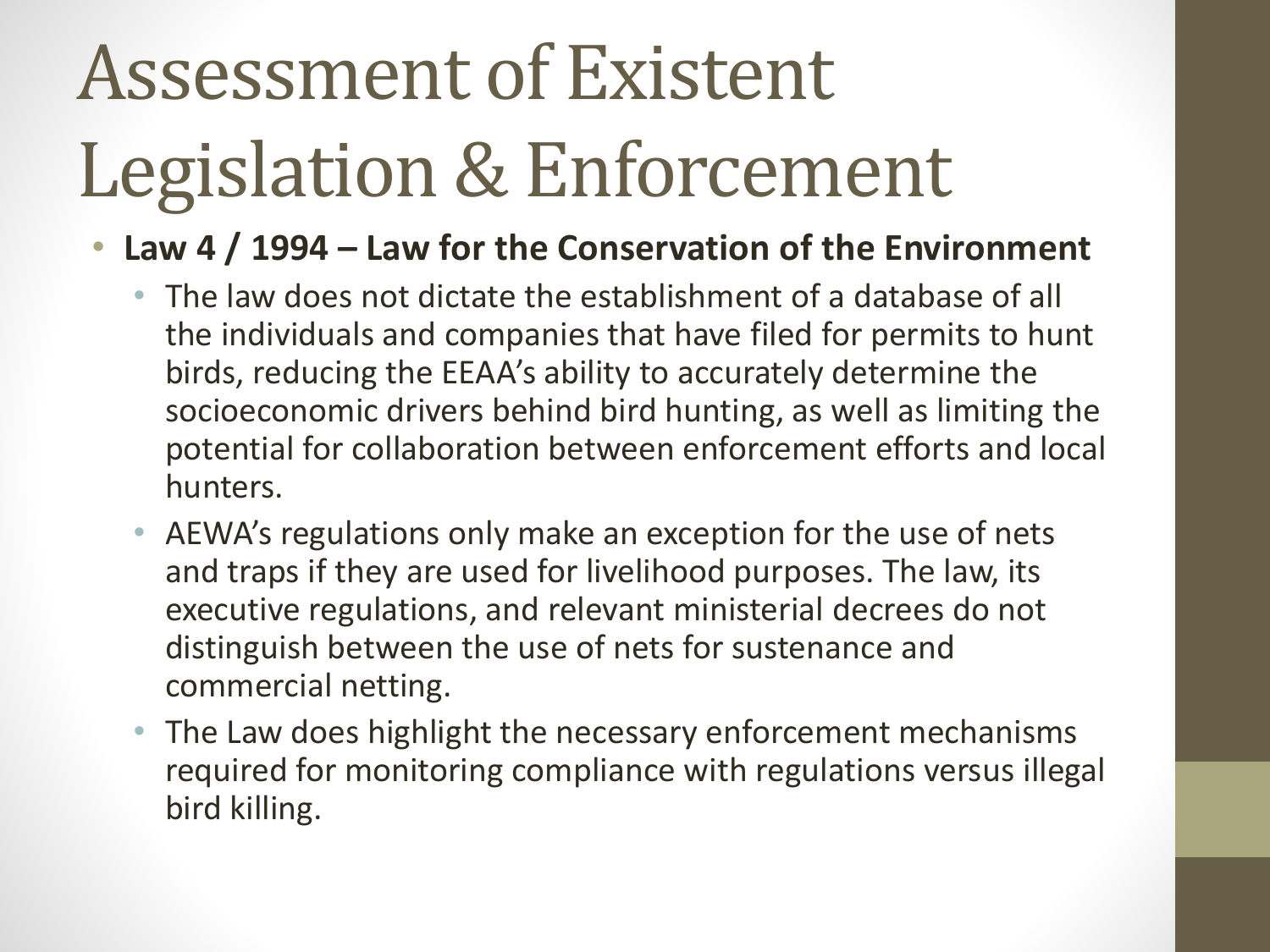# Assessment of Existent Legislation & Enforcement

- **Law 4 / 1994 – Law for the Conservation of the Environment**
  - The law does not dictate the establishment of a database of all the individuals and companies that have filed for permits to hunt birds, reducing the EEAA's ability to accurately determine the socioeconomic drivers behind bird hunting, as well as limiting the potential for collaboration between enforcement efforts and local hunters.
  - AEWA's regulations only make an exception for the use of nets and traps if they are used for livelihood purposes. The law, its executive regulations, and relevant ministerial decrees do not distinguish between the use of nets for sustenance and commercial netting.
  - The Law does highlight the necessary enforcement mechanisms required for monitoring compliance with regulations versus illegal bird killing.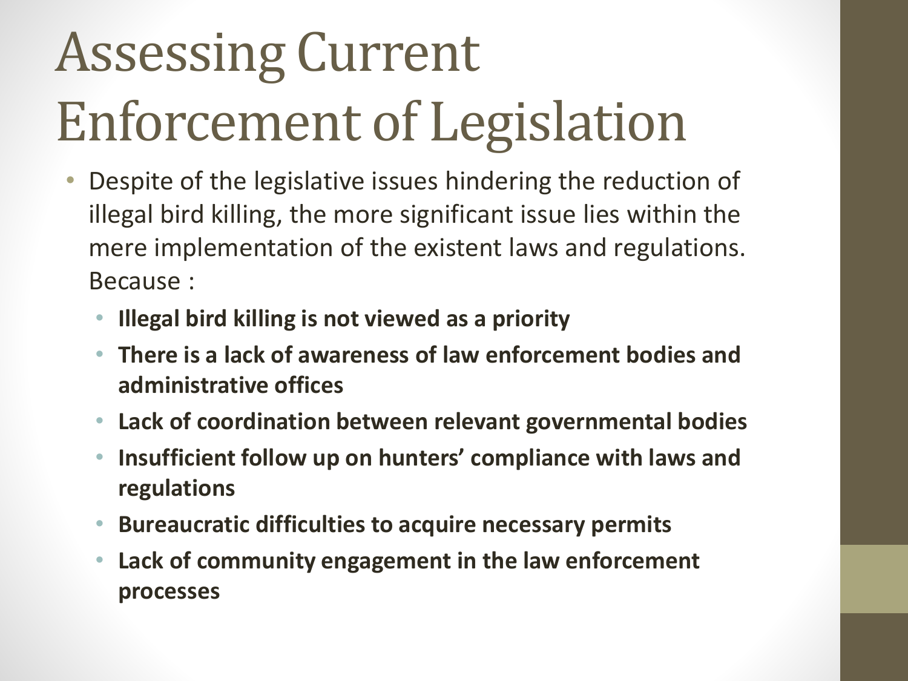# Assessing Current Enforcement of Legislation

- Despite of the legislative issues hindering the reduction of illegal bird killing, the more significant issue lies within the mere implementation of the existent laws and regulations. Because :
  - **Illegal bird killing is not viewed as a priority**
  - **There is a lack of awareness of law enforcement bodies and administrative offices**
  - **Lack of coordination between relevant governmental bodies**
  - **Insufficient follow up on hunters' compliance with laws and regulations**
  - **Bureaucratic difficulties to acquire necessary permits**
  - **Lack of community engagement in the law enforcement processes**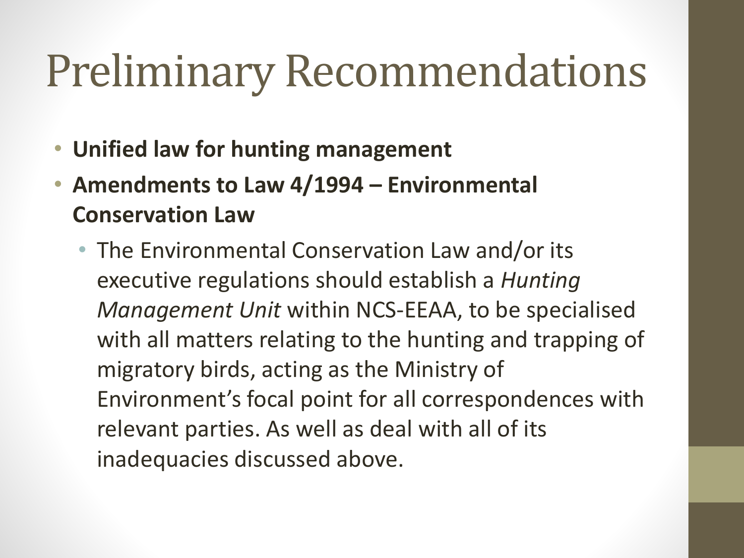# Preliminary Recommendations

- **Unified law for hunting management**
- **Amendments to Law 4/1994 – Environmental Conservation Law**
  - The Environmental Conservation Law and/or its executive regulations should establish a *Hunting Management Unit* within NCS-EEAA, to be specialised with all matters relating to the hunting and trapping of migratory birds, acting as the Ministry of Environment's focal point for all correspondences with relevant parties. As well as deal with all of its inadequacies discussed above.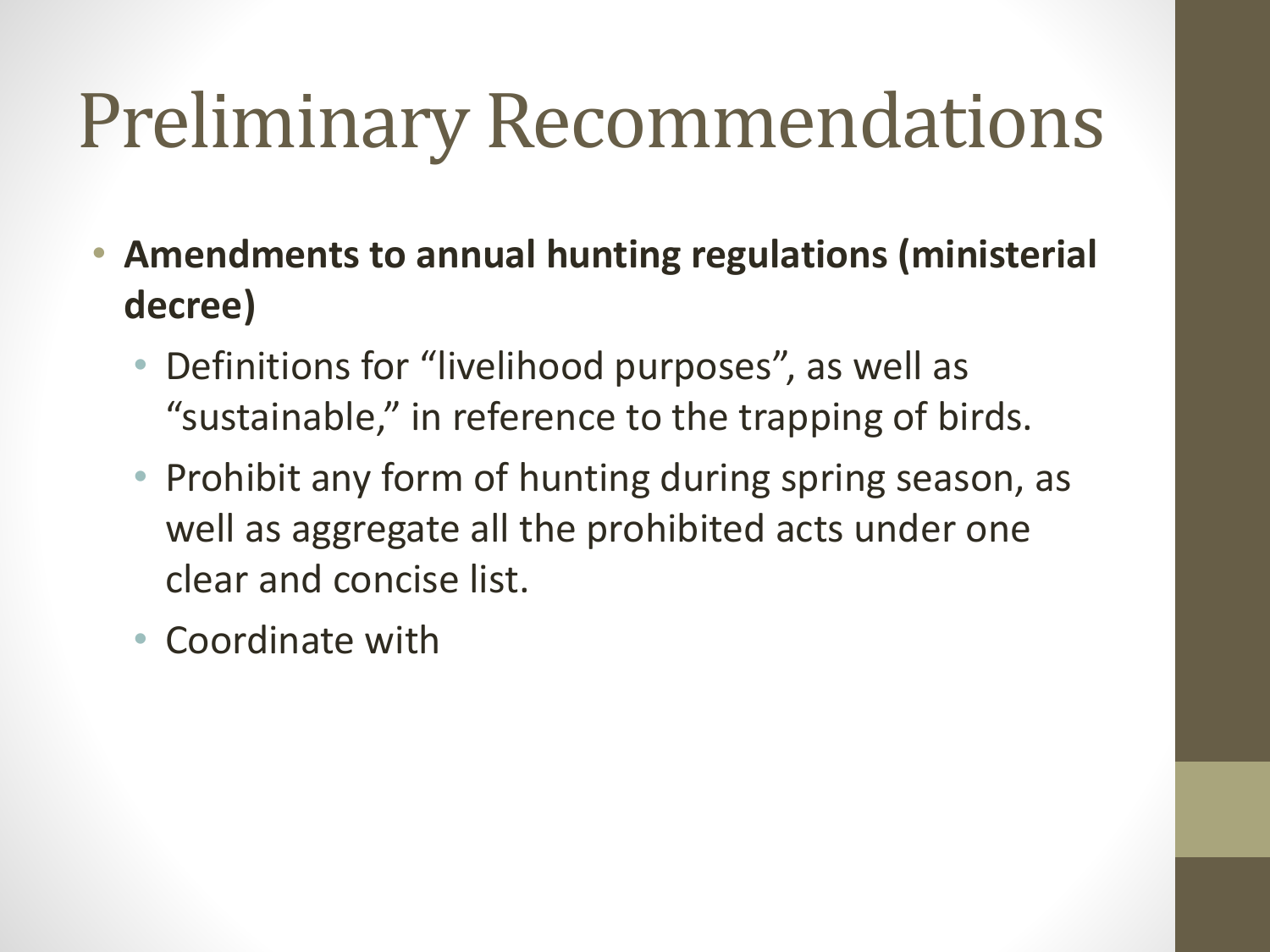# Preliminary Recommendations

- **Amendments to annual hunting regulations (ministerial decree)**
  - Definitions for “livelihood purposes”, as well as “sustainable,” in reference to the trapping of birds.
  - Prohibit any form of hunting during spring season, as well as aggregate all the prohibited acts under one clear and concise list.
  - Coordinate with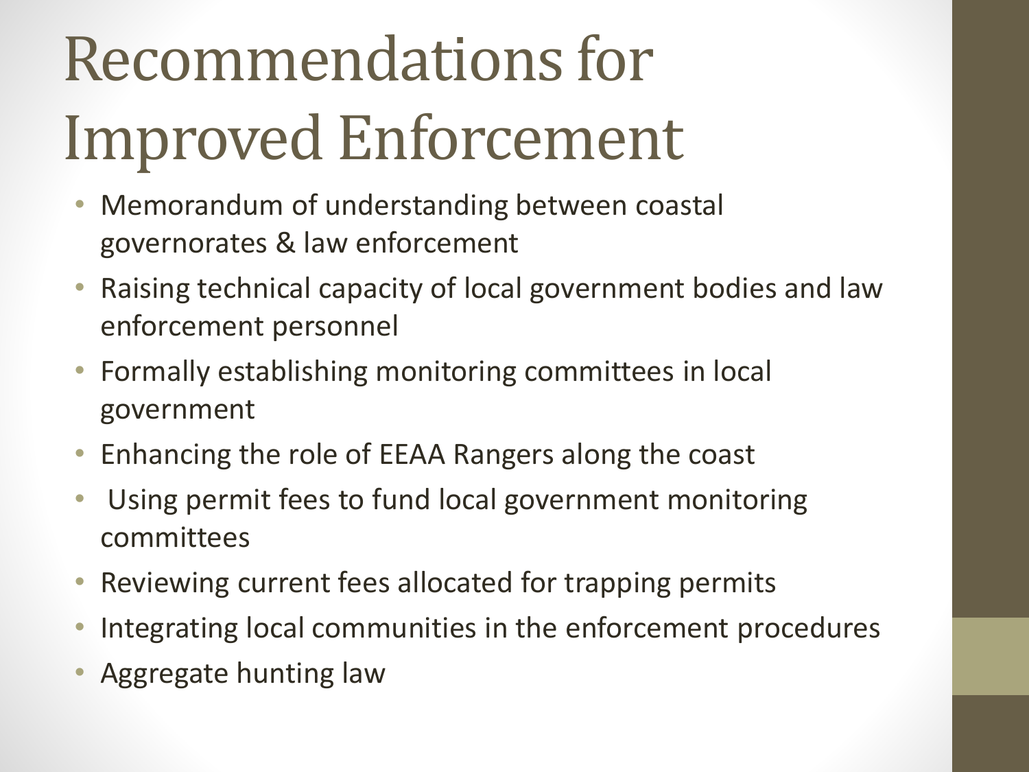# Recommendations for Improved Enforcement

- Memorandum of understanding between coastal governorates & law enforcement
- Raising technical capacity of local government bodies and law enforcement personnel
- Formally establishing monitoring committees in local government
- Enhancing the role of EEAA Rangers along the coast
- Using permit fees to fund local government monitoring committees
- Reviewing current fees allocated for trapping permits
- Integrating local communities in the enforcement procedures
- Aggregate hunting law